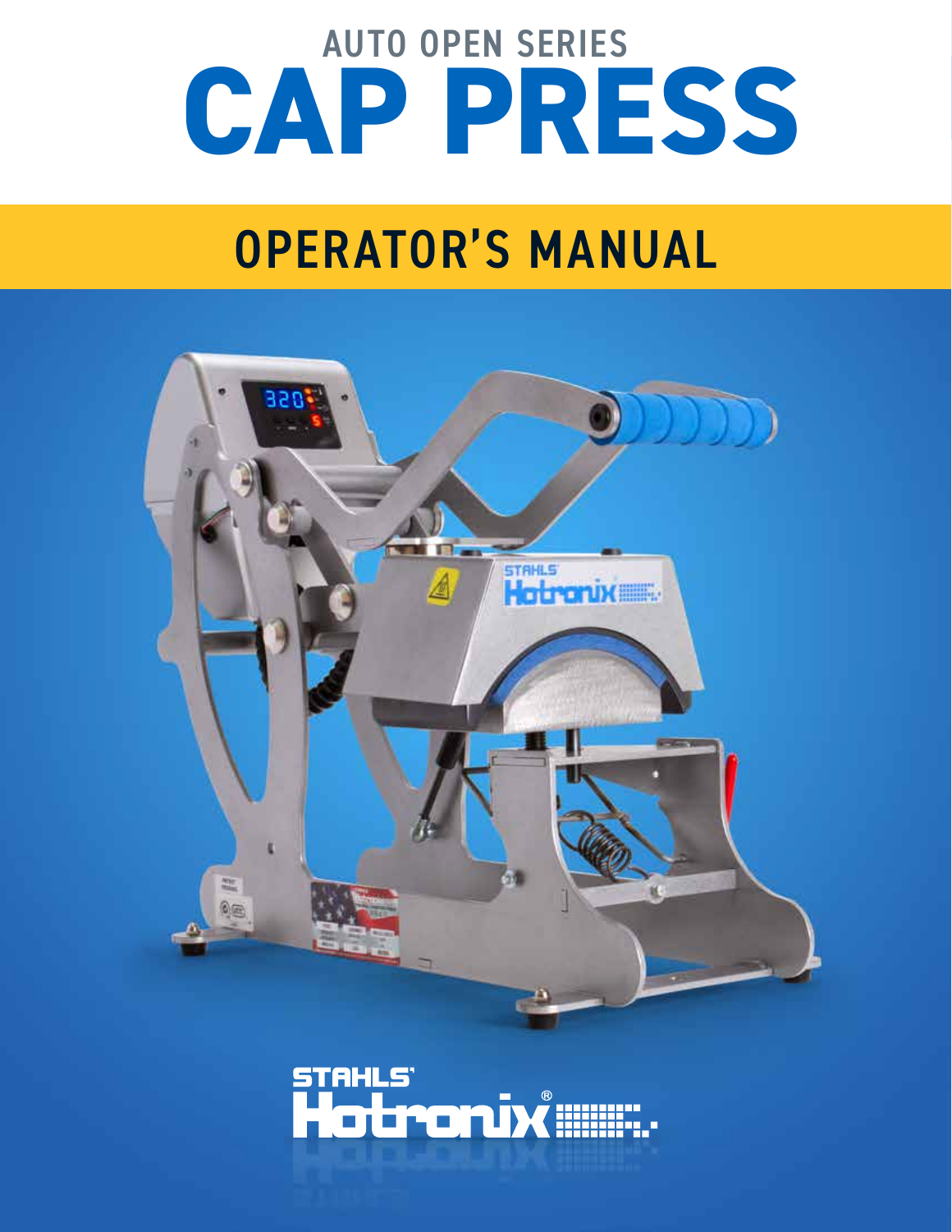# AUTO OPEN SERIES
# CAP PRESS

## OPERATOR'S MANUAL

STAHLS' Hotronix®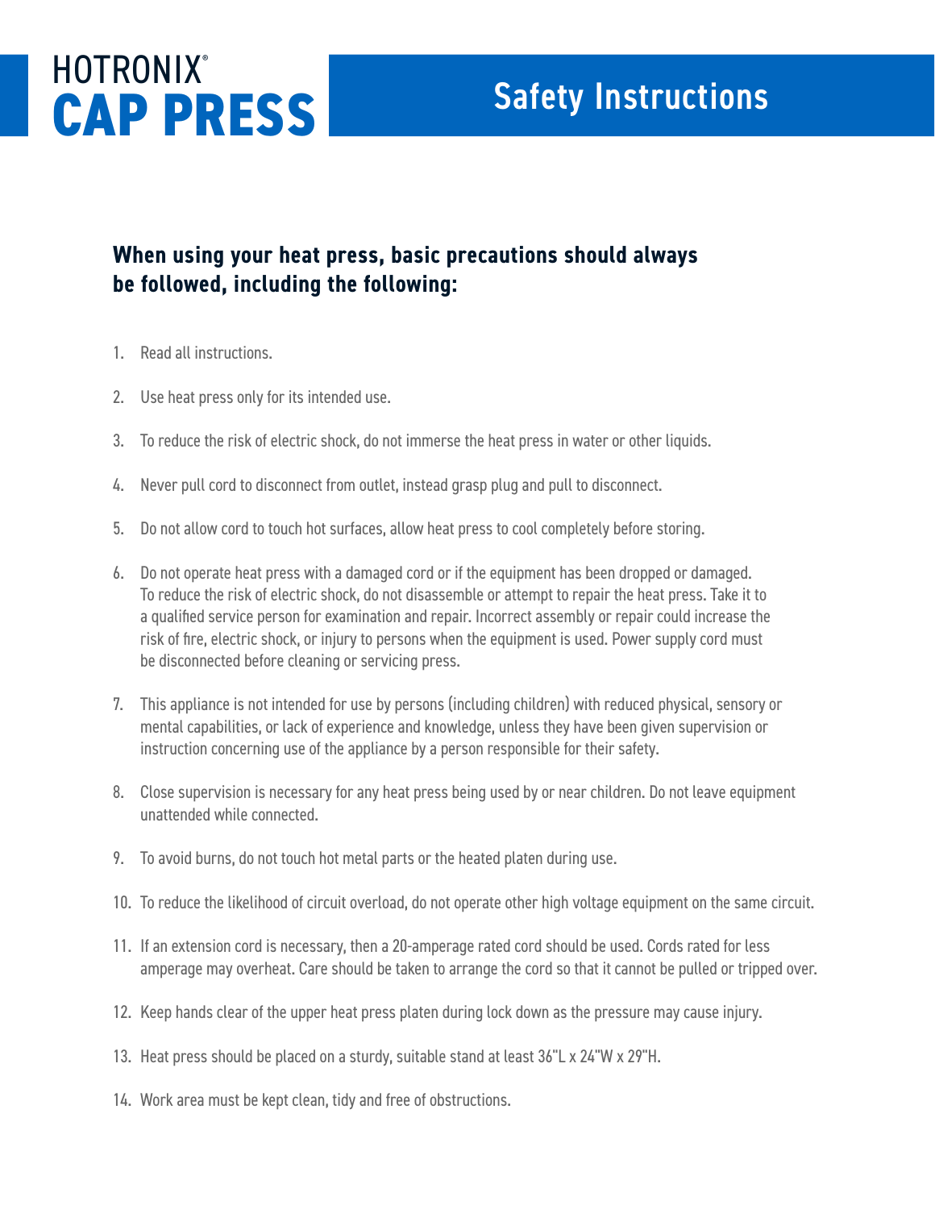# HOTRONIX® CAP PRESS

## Safety Instructions

### When using your heat press, basic precautions should always be followed, including the following:

1. Read all instructions.
2. Use heat press only for its intended use.
3. To reduce the risk of electric shock, do not immerse the heat press in water or other liquids.
4. Never pull cord to disconnect from outlet, instead grasp plug and pull to disconnect.
5. Do not allow cord to touch hot surfaces, allow heat press to cool completely before storing.
6. Do not operate heat press with a damaged cord or if the equipment has been dropped or damaged. To reduce the risk of electric shock, do not disassemble or attempt to repair the heat press. Take it to a qualified service person for examination and repair. Incorrect assembly or repair could increase the risk of fire, electric shock, or injury to persons when the equipment is used. Power supply cord must be disconnected before cleaning or servicing press.
7. This appliance is not intended for use by persons (including children) with reduced physical, sensory or mental capabilities, or lack of experience and knowledge, unless they have been given supervision or instruction concerning use of the appliance by a person responsible for their safety.
8. Close supervision is necessary for any heat press being used by or near children. Do not leave equipment unattended while connected.
9. To avoid burns, do not touch hot metal parts or the heated platen during use.
10. To reduce the likelihood of circuit overload, do not operate other high voltage equipment on the same circuit.
11. If an extension cord is necessary, then a 20-amperage rated cord should be used. Cords rated for less amperage may overheat. Care should be taken to arrange the cord so that it cannot be pulled or tripped over.
12. Keep hands clear of the upper heat press platen during lock down as the pressure may cause injury.
13. Heat press should be placed on a sturdy, suitable stand at least 36"L x 24"W x 29"H.
14. Work area must be kept clean, tidy and free of obstructions.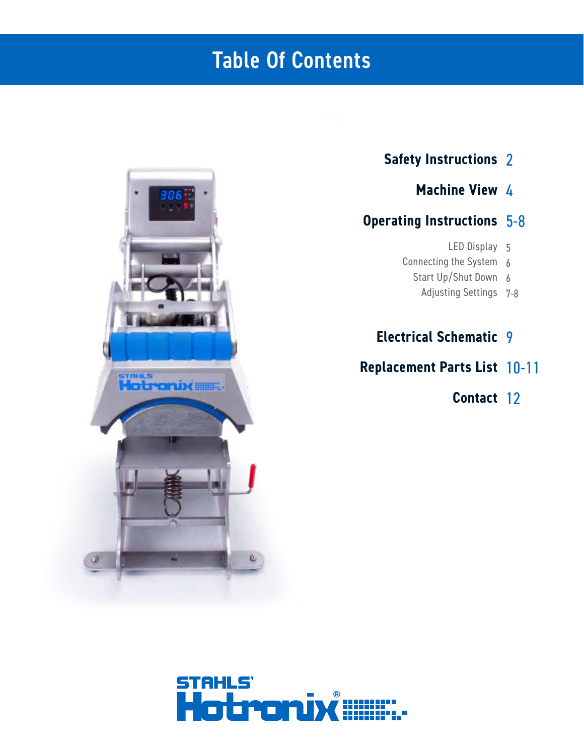# Table Of Contents

| | |
|---|---|
| **Safety Instructions** | 2 |
| **Machine View** | 4 |
| **Operating Instructions** | 5-8 |
| LED Display | 5 |
| Connecting the System | 6 |
| Start Up/Shut Down | 6 |
| Adjusting Settings | 7-8 |
| **Electrical Schematic** | 9 |
| **Replacement Parts List** | 10-11 |
| **Contact** | 12 |

STAHLS' Hotronix®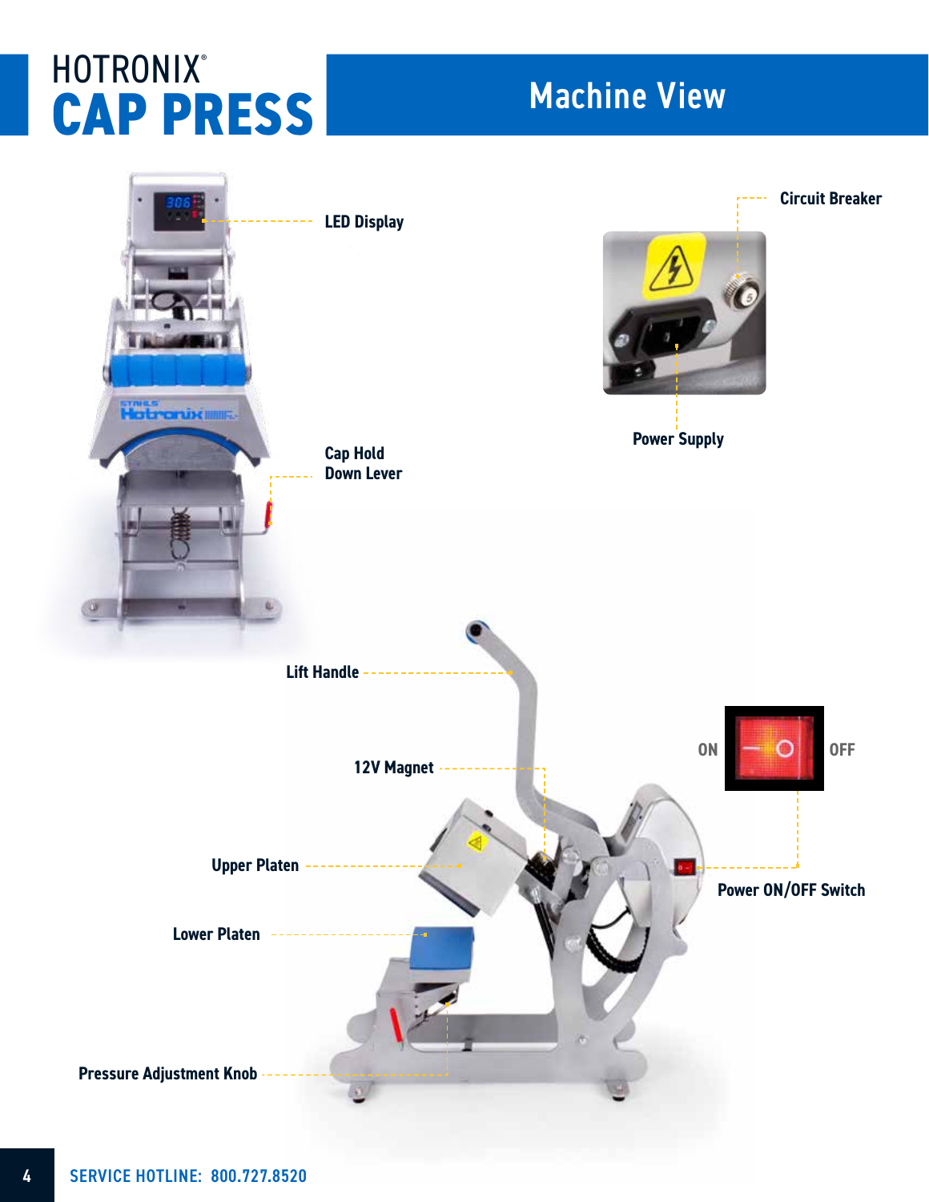# HOTRONIX® CAP PRESS

## Machine View

LED Display

Circuit Breaker

Power Supply

Cap Hold Down Lever

Lift Handle

12V Magnet

ON

OFF

Upper Platen

Power ON/OFF Switch

Lower Platen

Pressure Adjustment Knob

SERVICE HOTLINE: 800.727.8520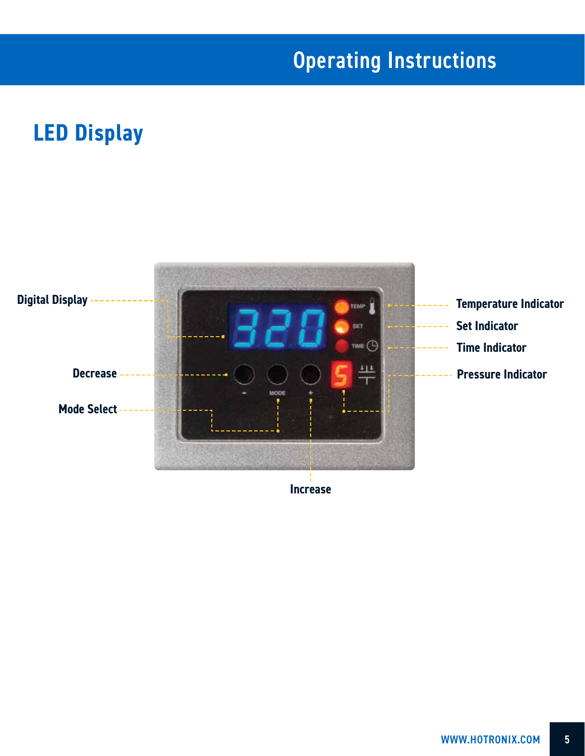# Operating Instructions

## LED Display

Digital Display

Decrease

Mode Select

Increase

Temperature Indicator

Set Indicator

Time Indicator

Pressure Indicator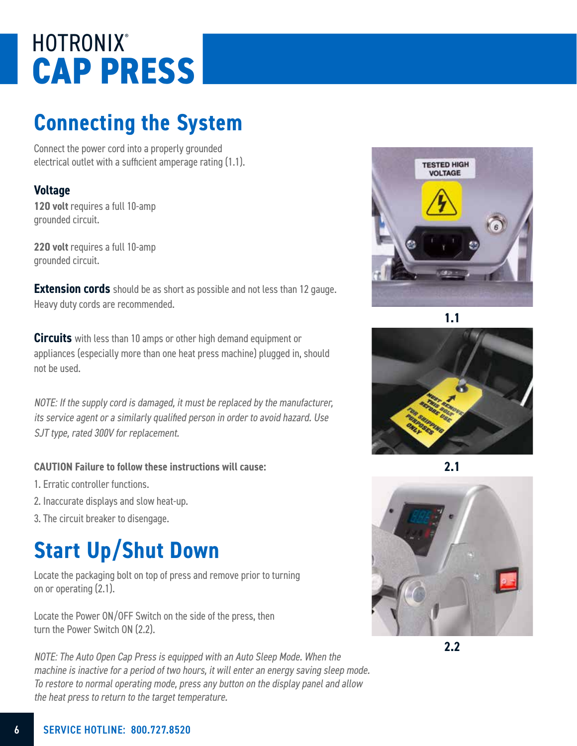# HOTRONIX® CAP PRESS

## Connecting the System

Connect the power cord into a properly grounded electrical outlet with a sufficient amperage rating (1.1).

### Voltage

**120 volt** requires a full 10-amp grounded circuit.

**220 volt** requires a full 10-amp grounded circuit.

**Extension cords** should be as short as possible and not less than 12 gauge. Heavy duty cords are recommended.

**Circuits** with less than 10 amps or other high demand equipment or appliances (especially more than one heat press machine) plugged in, should not be used.

*NOTE: If the supply cord is damaged, it must be replaced by the manufacturer, its service agent or a similarly qualified person in order to avoid hazard. Use SJT type, rated 300V for replacement.*

**CAUTION Failure to follow instructions will cause:**

1. Erratic controller functions.
2. Inaccurate displays and slow heat-up.
3. The circuit breaker to disengage.

1.1

2.1

2.2

## Start Up/Shut Down

Locate the packaging bolt on top of press and remove prior to turning on or operating (2.1).

Locate the Power ON/OFF Switch on the side of the press, then turn the Power Switch ON (2.2).

*NOTE: The Auto Open Cap Press is equipped with an Auto Sleep Mode. When the machine is inactive for a period of two hours, it will enter an energy saving sleep mode. To restore to normal operating mode, press any button on the display panel and allow the heat press to return to the target temperature.*

**SERVICE HOTLINE: 800.727.8520**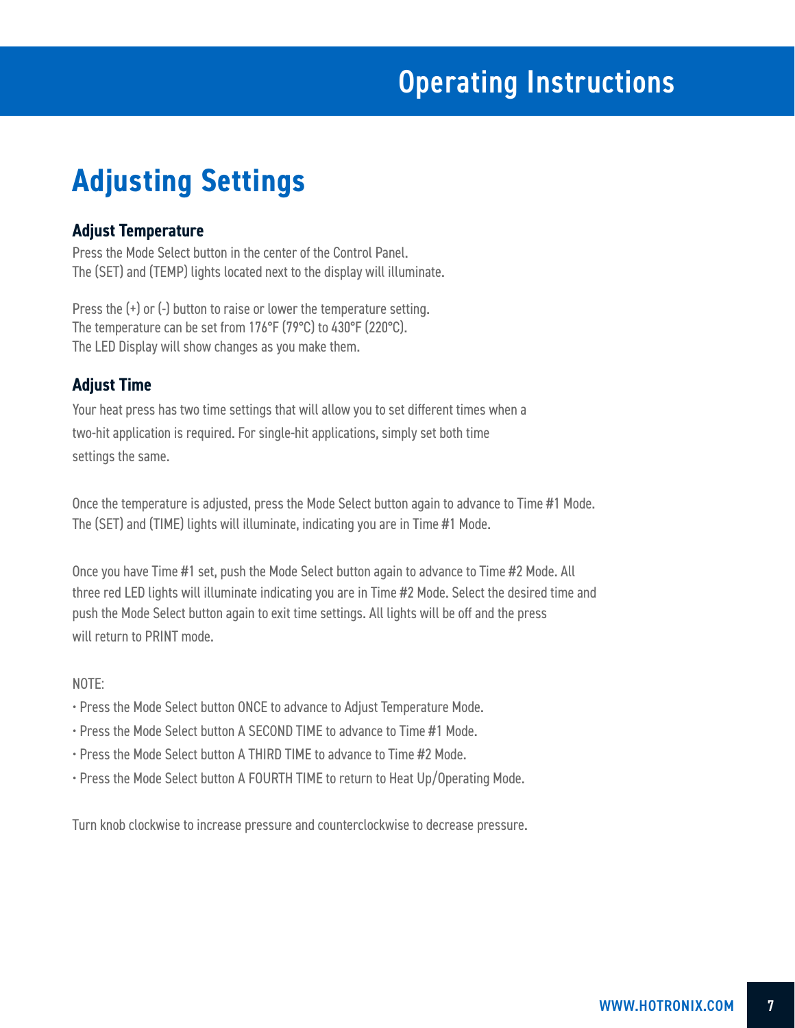# Operating Instructions

## Adjusting Settings

### Adjust Temperature

Press the Mode Select button in the center of the Control Panel.
The (SET) and (TEMP) lights located next to the display will illuminate.

Press the (+) or (-) button to raise or lower the temperature setting.
The temperature can be set from 176°F (79°C) to 430°F (220°C).
The LED Display will show changes as you make them.

### Adjust Time

Your heat press has two time settings that will allow you to set different times when a two-hit application is required. For single-hit applications, simply set both time settings the same.

Once the temperature is adjusted, press the Mode Select button again to advance to Time #1 Mode.
The (SET) and (TIME) lights will illuminate, indicating you are in Time #1 Mode.

Once you have Time #1 set, push the Mode Select button again to advance to Time #2 Mode. All three red LED lights will illuminate indicating you are in Time #2 Mode. Select the desired time and push the Mode Select button again to exit time settings. All lights will be off and the press will return to PRINT mode.

NOTE:

- Press the Mode Select button ONCE to advance to Adjust Temperature Mode.
- Press the Mode Select button A SECOND TIME to advance to Time #1 Mode.
- Press the Mode Select button A THIRD TIME to advance to Time #2 Mode.
- Press the Mode Select button A FOURTH TIME to return to Heat Up/Operating Mode.

Turn knob clockwise to increase pressure and counterclockwise to decrease pressure.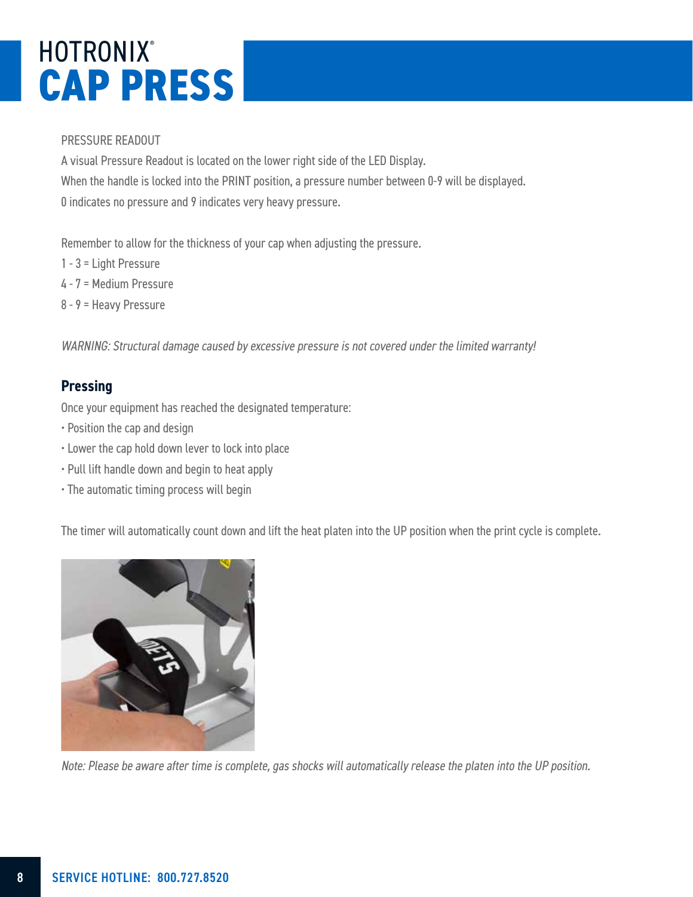# HOTRONIX® CAP PRESS

PRESSURE READOUT

A visual Pressure Readout is located on the lower right side of the LED Display.

When the handle is locked into the PRINT position, a pressure number between 0-9 will be displayed.

0 indicates no pressure and 9 indicates very heavy pressure.

Remember to allow for the thickness of your cap when adjusting the pressure.

1 - 3 = Light Pressure

4 - 7 = Medium Pressure

8 - 9 = Heavy Pressure

*WARNING: Structural damage caused by excessive pressure is not covered under the limited warranty!*

## Pressing

Once your equipment has reached the designated temperature:

- Position the cap and design
- Lower the cap hold down lever to lock into place
- Pull lift handle down and begin to heat apply
- The automatic timing process will begin

The timer will automatically count down and lift the heat platen into the UP position when the print cycle is complete.

*Note: Please be aware after time is complete, gas shocks will automatically release the platen into the UP position.*

**SERVICE HOTLINE: 800.727.8520**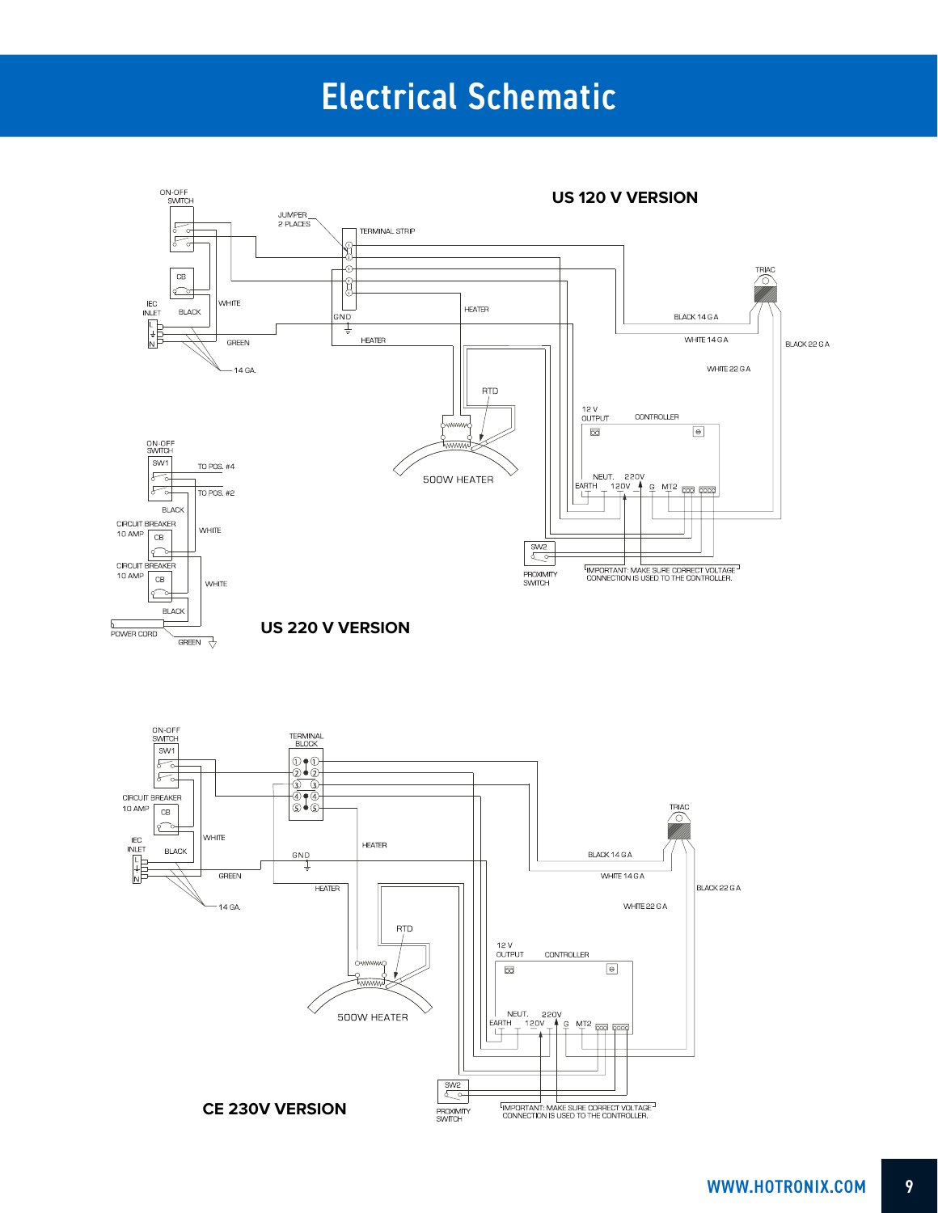# Electrical Schematic

**US 120 V VERSION**

ON-OFF SWITCH

JUMPER 2 PLACES

TERMINAL STRIP

CB

IEC INLET

BLACK

WHITE

GREEN

14 GA.

GND

HEATER

HEATER

TRIAC

BLACK 14 GA

WHITE 14 GA

BLACK 22 GA

WHITE 22 GA

RTD

500W HEATER

12 V OUTPUT

CONTROLLER

NEUT.

220V

EARTH

120V

G

MT2

SW2

PROXIMITY SWITCH

IMPORTANT: MAKE SURE CORRECT VOLTAGE CONNECTION IS USED TO THE CONTROLLER.

ON-OFF SWITCH

SW1

TO POS. #4

TO POS. #2

BLACK

CIRCUIT BREAKER 10 AMP

CB

WHITE

CIRCUIT BREAKER 10 AMP

CB

WHITE

BLACK

POWER CORD

GREEN

**US 220 V VERSION**

ON-OFF SWITCH

SW1

TERMINAL BLOCK

CIRCUIT BREAKER 10 AMP

CB

IEC INLET

WHITE

BLACK

GREEN

14 GA.

GND

HEATER

HEATER

TRIAC

BLACK 14 GA

WHITE 14 GA

BLACK 22 GA

WHITE 22 GA

RTD

500W HEATER

12 V OUTPUT

CONTROLLER

NEUT.

220V

EARTH

120V

G

MT2

SW2

PROXIMITY SWITCH

IMPORTANT: MAKE SURE CORRECT VOLTAGE CONNECTION IS USED TO THE CONTROLLER.

**CE 230V VERSION**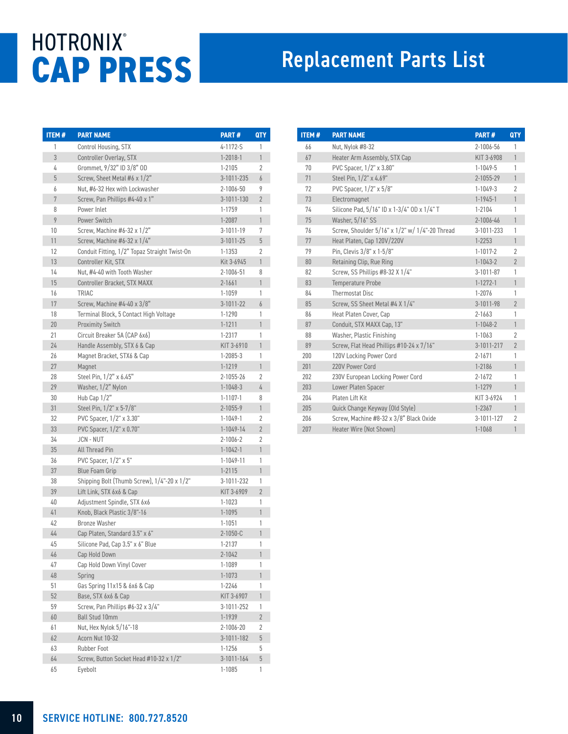# HOTRONIX® CAP PRESS

## Replacement Parts List

| ITEM # | PART NAME | PART # | QTY |
|---|---|---|---|
| 1 | Control Housing, STX | 4-1172-S | 1 |
| 3 | Controller Overlay, STX | 1-2018-1 | 1 |
| 4 | Grommet, 9/32" ID 3/8" OD | 1-2105 | 2 |
| 5 | Screw, Sheet Metal #6 x 1/2" | 3-1011-235 | 6 |
| 6 | Nut, #6-32 Hex with Lockwasher | 2-1006-50 | 9 |
| 7 | Screw, Pan Phillips #4-40 x 1" | 3-1011-130 | 2 |
| 8 | Power Inlet | 1-1759 | 1 |
| 9 | Power Switch | 1-2087 | 1 |
| 10 | Screw, Machine #6-32 x 1/2" | 3-1011-19 | 7 |
| 11 | Screw, Machine #6-32 x 1/4" | 3-1011-25 | 5 |
| 12 | Conduit Fitting, 1/2" Topaz Straight Twist-On | 1-1353 | 2 |
| 13 | Controller Kit, STX | Kit 3-6945 | 1 |
| 14 | Nut, #4-40 with Tooth Washer | 2-1006-51 | 8 |
| 15 | Controller Bracket, STX MAXX | 2-1661 | 1 |
| 16 | TRIAC | 1-1059 | 1 |
| 17 | Screw, Machine #4-40 x 3/8" | 3-1011-22 | 6 |
| 18 | Terminal Block, 5 Contact High Voltage | 1-1290 | 1 |
| 20 | Proximity Switch | 1-1211 | 1 |
| 21 | Circuit Breaker 5A (CAP 6x6) | 1-2317 | 1 |
| 24 | Handle Assembly, STX 6 & Cap | KIT 3-6910 | 1 |
| 26 | Magnet Bracket, STX6 & Cap | 1-2085-3 | 1 |
| 27 | Magnet | 1-1219 | 1 |
| 28 | Steel Pin, 1/2" x 6.45" | 2-1055-26 | 2 |
| 29 | Washer, 1/2" Nylon | 1-1048-3 | 4 |
| 30 | Hub Cap 1/2" | 1-1107-1 | 8 |
| 31 | Steel Pin, 1/2" x 5-7/8" | 2-1055-9 | 1 |
| 32 | PVC Spacer, 1/2" x 3.30" | 1-1049-1 | 2 |
| 33 | PVC Spacer, 1/2" x 0.70" | 1-1049-14 | 2 |
| 34 | JCN - NUT | 2-1006-2 | 2 |
| 35 | All Thread Pin | 1-1042-1 | 1 |
| 36 | PVC Spacer, 1/2" x 5" | 1-1049-11 | 1 |
| 37 | Blue Foam Grip | 1-2115 | 1 |
| 38 | Shipping Bolt (Thumb Screw), 1/4"-20 x 1/2" | 3-1011-232 | 1 |
| 39 | Lift Link, STX 6x6 & Cap | KIT 3-6909 | 2 |
| 40 | Adjustment Spindle, STX 6x6 | 1-1023 | 1 |
| 41 | Knob, Black Plastic 3/8"-16 | 1-1095 | 1 |
| 42 | Bronze Washer | 1-1051 | 1 |
| 44 | Cap Platen, Standard 3.5" x 6" | 2-1050-C | 1 |
| 45 | Silicone Pad, Cap 3.5" x 6" Blue | 1-2137 | 1 |
| 46 | Cap Hold Down | 2-1042 | 1 |
| 47 | Cap Hold Down Vinyl Cover | 1-1089 | 1 |
| 48 | Spring | 1-1073 | 1 |
| 51 | Gas Spring 11x15 & 6x6 & Cap | 1-2246 | 1 |
| 52 | Base, STX 6x6 & Cap | KIT 3-6907 | 1 |
| 59 | Screw, Pan Phillips #6-32 x 3/4" | 3-1011-252 | 1 |
| 60 | Ball Stud 10mm | 1-1939 | 2 |
| 61 | Nut, Hex Nylok 5/16"-18 | 2-1006-20 | 2 |
| 62 | Acorn Nut 10-32 | 3-1011-182 | 5 |
| 63 | Rubber Foot | 1-1256 | 5 |
| 64 | Screw, Button Socket Head #10-32 x 1/2" | 3-1011-164 | 5 |
| 65 | Eyebolt | 1-1085 | 1 |
| 66 | Nut, Nylok #8-32 | 2-1006-56 | 1 |
| 67 | Heater Arm Assembly, STX Cap | KIT 3-6908 | 1 |
| 70 | PVC Spacer, 1/2" x 3.80" | 1-1049-5 | 1 |
| 71 | Steel Pin, 1/2" x 4.69" | 2-1055-29 | 1 |
| 72 | PVC Spacer, 1/2" x 5/8" | 1-1049-3 | 2 |
| 73 | Electromagnet | 1-1945-1 | 1 |
| 74 | Silicone Pad, 5/16" ID x 1-3/4" OD x 1/4" T | 1-2104 | 1 |
| 75 | Washer, 5/16" SS | 2-1006-46 | 1 |
| 76 | Screw, Shoulder 5/16" x 1/2" w/ 1/4"-20 Thread | 3-1011-233 | 1 |
| 77 | Heat Platen, Cap 120V/220V | 1-2253 | 1 |
| 79 | Pin, Clevis 3/8" x 1-5/8" | 1-1017-2 | 2 |
| 80 | Retaining Clip, Rue Ring | 1-1043-2 | 2 |
| 82 | Screw, SS Phillips #8-32 X 1/4" | 3-1011-87 | 1 |
| 83 | Temperature Probe | 1-1272-1 | 1 |
| 84 | Thermostat Disc | 1-2076 | 1 |
| 85 | Screw, SS Sheet Metal #4 X 1/4" | 3-1011-98 | 2 |
| 86 | Heat Platen Cover, Cap | 2-1663 | 1 |
| 87 | Conduit, STX MAXX Cap, 13" | 1-1048-2 | 1 |
| 88 | Washer, Plastic Finishing | 1-1063 | 2 |
| 89 | Screw, Flat Head Phillips #10-24 x 7/16" | 3-1011-217 | 2 |
| 200 | 120V Locking Power Cord | 2-1671 | 1 |
| 201 | 220V Power Cord | 1-2186 | 1 |
| 202 | 230V European Locking Power Cord | 2-1672 | 1 |
| 203 | Lower Platen Spacer | 1-1279 | 1 |
| 204 | Platen Lift Kit | KIT 3-6924 | 1 |
| 205 | Quick Change Keyway (Old Style) | 1-2367 | 1 |
| 206 | Screw, Machine #8-32 x 3/8" Black Oxide | 3-1011-127 | 2 |
| 207 | Heater Wire (Not Shown) | 1-1068 | 1 |

**SERVICE HOTLINE: 800.727.8520**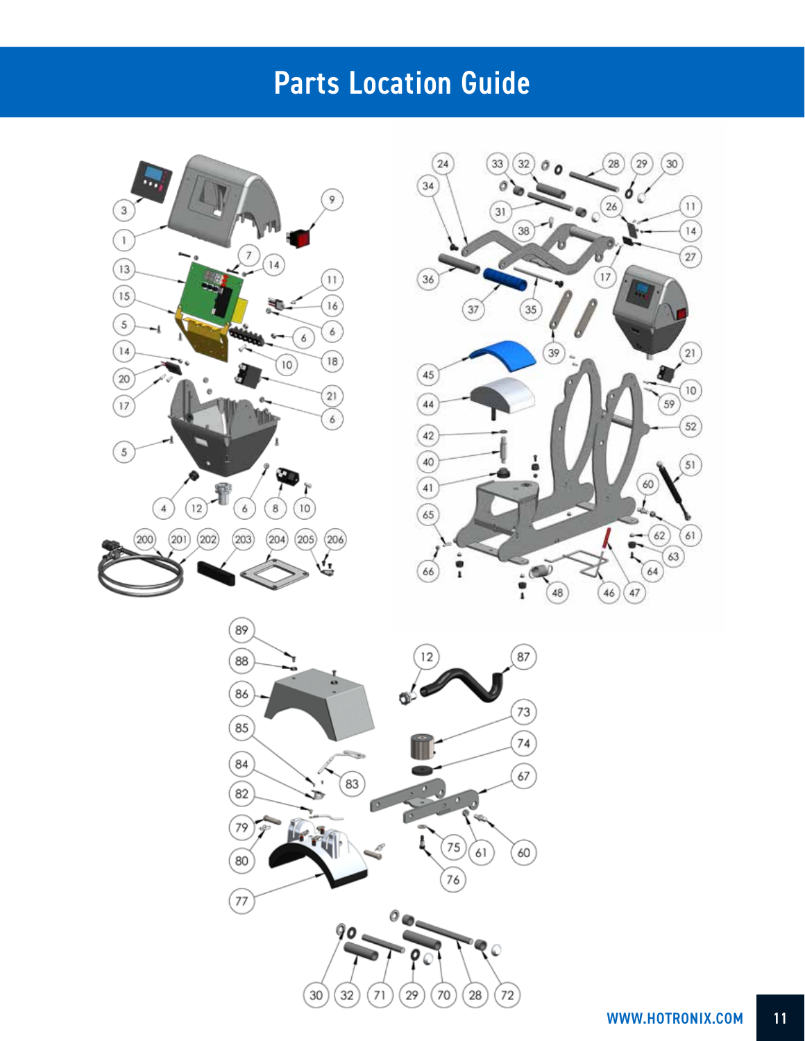# Parts Location Guide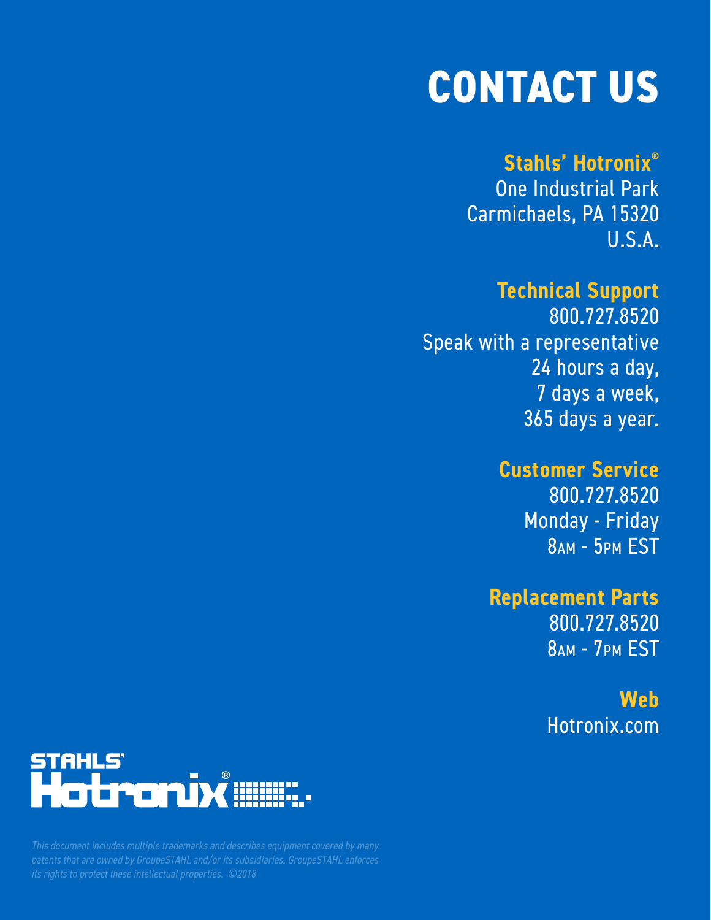# CONTACT US

**Stahls' Hotronix®**
One Industrial Park
Carmichaels, PA 15320
U.S.A.

**Technical Support**
800.727.8520
Speak with a representative
24 hours a day,
7 days a week,
365 days a year.

**Customer Service**
800.727.8520
Monday - Friday
8AM - 5PM EST

**Replacement Parts**
800.727.8520
8AM - 7PM EST

**Web**
Hotronix.com

STAHLS' Hotronix®

*This document includes multiple trademarks and describes equipment covered by many patents that are owned by GroupeSTAHL and/or its subsidiaries. GroupeSTAHL enforces its rights to protect these intellectual properties. ©2018*